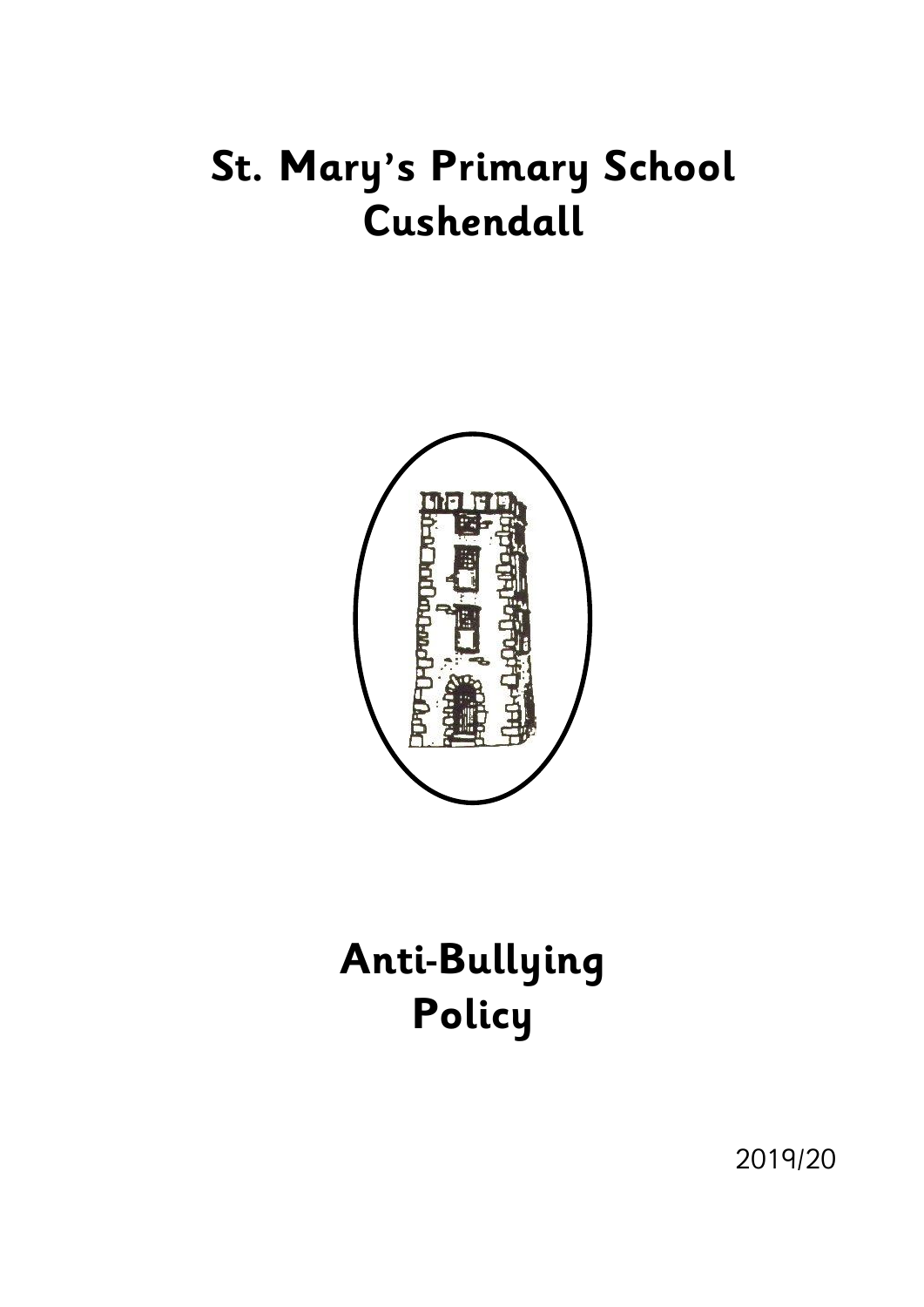# St. Mary's Primary School
# Cushendall

# Anti-Bullying Policy

2019/20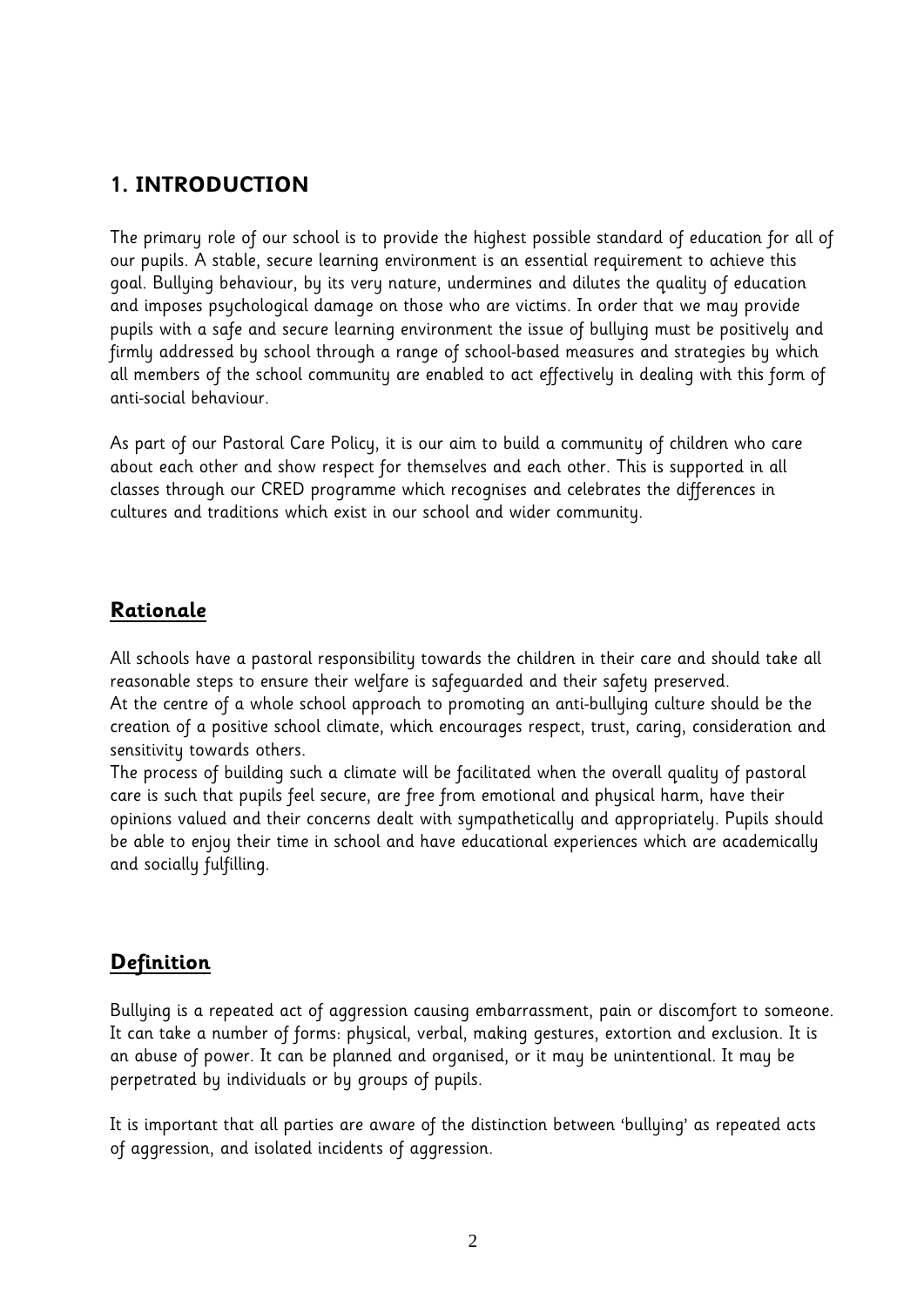## 1. INTRODUCTION

The primary role of our school is to provide the highest possible standard of education for all of our pupils. A stable, secure learning environment is an essential requirement to achieve this goal. Bullying behaviour, by its very nature, undermines and dilutes the quality of education and imposes psychological damage on those who are victims. In order that we may provide pupils with a safe and secure learning environment the issue of bullying must be positively and firmly addressed by school through a range of school-based measures and strategies by which all members of the school community are enabled to act effectively in dealing with this form of anti-social behaviour.

As part of our Pastoral Care Policy, it is our aim to build a community of children who care about each other and show respect for themselves and each other. This is supported in all classes through our CRED programme which recognises and celebrates the differences in cultures and traditions which exist in our school and wider community.

### Rationale

All schools have a pastoral responsibility towards the children in their care and should take all reasonable steps to ensure their welfare is safeguarded and their safety preserved.
At the centre of a whole school approach to promoting an anti-bullying culture should be the creation of a positive school climate, which encourages respect, trust, caring, consideration and sensitivity towards others.
The process of building such a climate will be facilitated when the overall quality of pastoral care is such that pupils feel secure, are free from emotional and physical harm, have their opinions valued and their concerns dealt with sympathetically and appropriately. Pupils should be able to enjoy their time in school and have educational experiences which are academically and socially fulfilling.

### Definition

Bullying is a repeated act of aggression causing embarrassment, pain or discomfort to someone. It can take a number of forms: physical, verbal, making gestures, extortion and exclusion. It is an abuse of power. It can be planned and organised, or it may be unintentional. It may be perpetrated by individuals or by groups of pupils.

It is important that all parties are aware of the distinction between 'bullying' as repeated acts of aggression, and isolated incidents of aggression.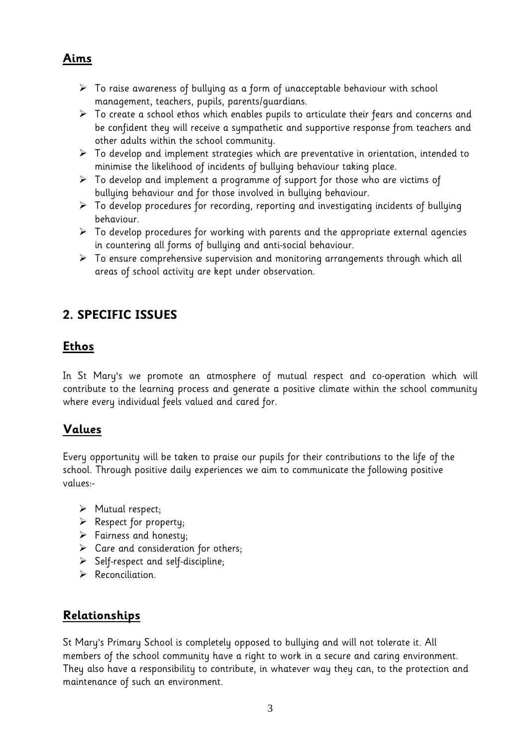## Aims

- To raise awareness of bullying as a form of unacceptable behaviour with school management, teachers, pupils, parents/guardians.
- To create a school ethos which enables pupils to articulate their fears and concerns and be confident they will receive a sympathetic and supportive response from teachers and other adults within the school community.
- To develop and implement strategies which are preventative in orientation, intended to minimise the likelihood of incidents of bullying behaviour taking place.
- To develop and implement a programme of support for those who are victims of bullying behaviour and for those involved in bullying behaviour.
- To develop procedures for recording, reporting and investigating incidents of bullying behaviour.
- To develop procedures for working with parents and the appropriate external agencies in countering all forms of bullying and anti-social behaviour.
- To ensure comprehensive supervision and monitoring arrangements through which all areas of school activity are kept under observation.

# 2. SPECIFIC ISSUES

## Ethos

In St Mary's we promote an atmosphere of mutual respect and co-operation which will contribute to the learning process and generate a positive climate within the school community where every individual feels valued and cared for.

## Values

Every opportunity will be taken to praise our pupils for their contributions to the life of the school. Through positive daily experiences we aim to communicate the following positive values:-

- Mutual respect;
- Respect for property;
- Fairness and honesty;
- Care and consideration for others;
- Self-respect and self-discipline;
- Reconciliation.

## Relationships

St Mary's Primary School is completely opposed to bullying and will not tolerate it. All members of the school community have a right to work in a secure and caring environment. They also have a responsibility to contribute, in whatever way they can, to the protection and maintenance of such an environment.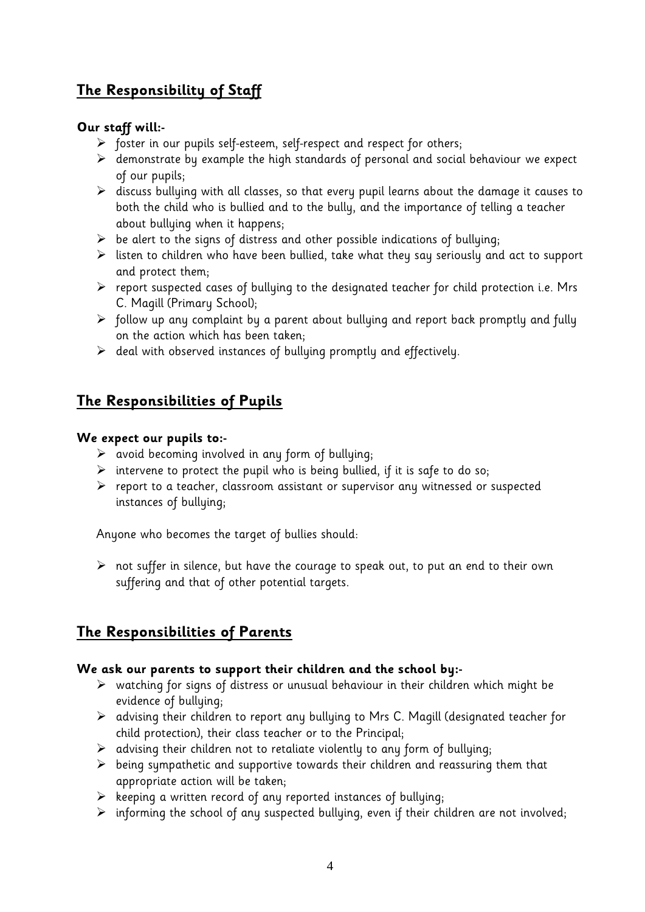## The Responsibility of Staff

**Our staff will:-**

- foster in our pupils self-esteem, self-respect and respect for others;
- demonstrate by example the high standards of personal and social behaviour we expect of our pupils;
- discuss bullying with all classes, so that every pupil learns about the damage it causes to both the child who is bullied and to the bully, and the importance of telling a teacher about bullying when it happens;
- be alert to the signs of distress and other possible indications of bullying;
- listen to children who have been bullied, take what they say seriously and act to support and protect them;
- report suspected cases of bullying to the designated teacher for child protection i.e. Mrs C. Magill (Primary School);
- follow up any complaint by a parent about bullying and report back promptly and fully on the action which has been taken;
- deal with observed instances of bullying promptly and effectively.

## The Responsibilities of Pupils

**We expect our pupils to:-**

- avoid becoming involved in any form of bullying;
- intervene to protect the pupil who is being bullied, if it is safe to do so;
- report to a teacher, classroom assistant or supervisor any witnessed or suspected instances of bullying;

Anyone who becomes the target of bullies should:

- not suffer in silence, but have the courage to speak out, to put an end to their own suffering and that of other potential targets.

## The Responsibilities of Parents

**We ask our parents to support their children and the school by:-**

- watching for signs of distress or unusual behaviour in their children which might be evidence of bullying;
- advising their children to report any bullying to Mrs C. Magill (designated teacher for child protection), their class teacher or to the Principal;
- advising their children not to retaliate violently to any form of bullying;
- being sympathetic and supportive towards their children and reassuring them that appropriate action will be taken;
- keeping a written record of any reported instances of bullying;
- informing the school of any suspected bullying, even if their children are not involved;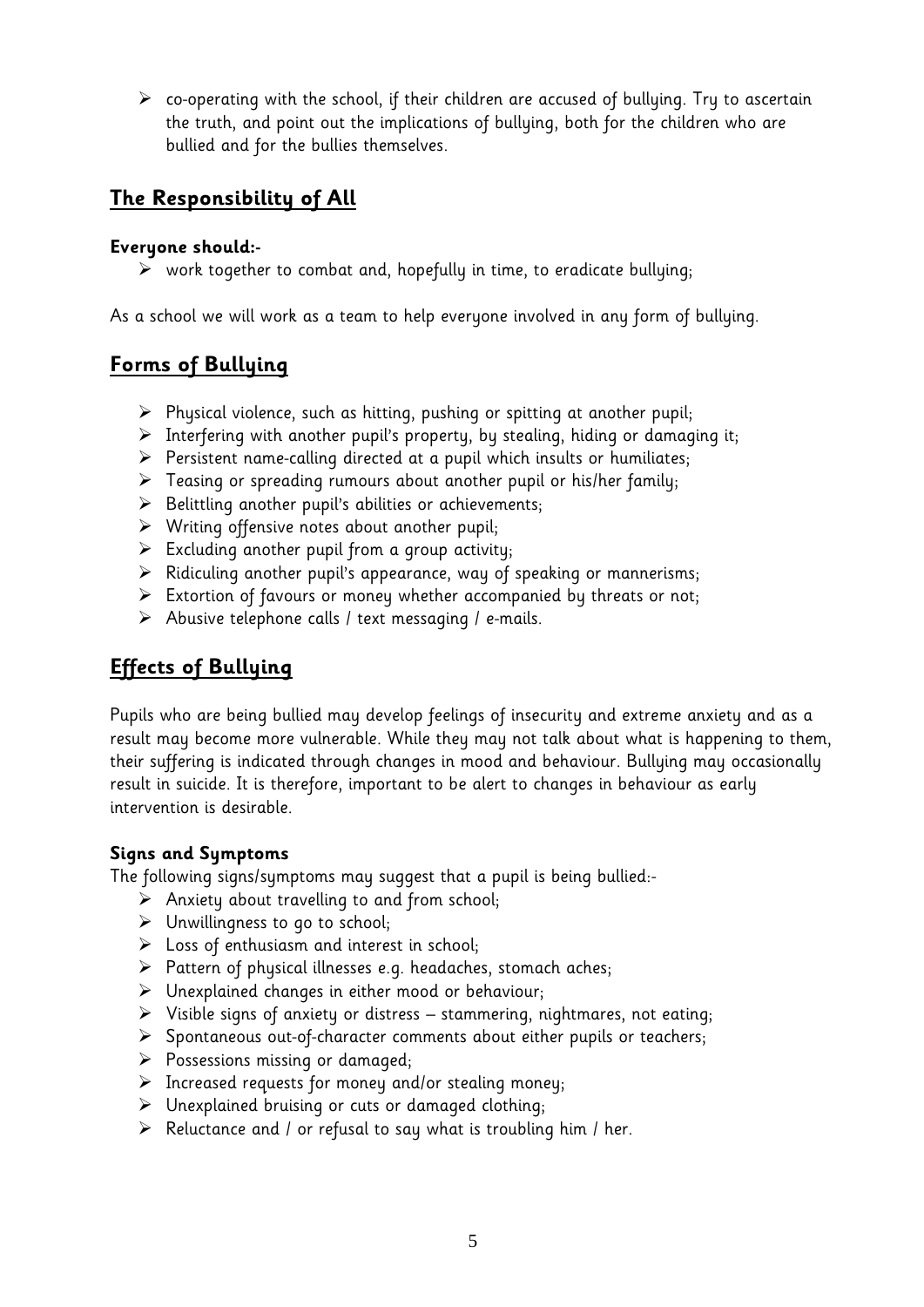- co-operating with the school, if their children are accused of bullying. Try to ascertain the truth, and point out the implications of bullying, both for the children who are bullied and for the bullies themselves.

## The Responsibility of All

**Everyone should:-**

- work together to combat and, hopefully in time, to eradicate bullying;

As a school we will work as a team to help everyone involved in any form of bullying.

## Forms of Bullying

- Physical violence, such as hitting, pushing or spitting at another pupil;
- Interfering with another pupil's property, by stealing, hiding or damaging it;
- Persistent name-calling directed at a pupil which insults or humiliates;
- Teasing or spreading rumours about another pupil or his/her family;
- Belittling another pupil's abilities or achievements;
- Writing offensive notes about another pupil;
- Excluding another pupil from a group activity;
- Ridiculing another pupil's appearance, way of speaking or mannerisms;
- Extortion of favours or money whether accompanied by threats or not;
- Abusive telephone calls / text messaging / e-mails.

## Effects of Bullying

Pupils who are being bullied may develop feelings of insecurity and extreme anxiety and as a result may become more vulnerable. While they may not talk about what is happening to them, their suffering is indicated through changes in mood and behaviour. Bullying may occasionally result in suicide. It is therefore, important to be alert to changes in behaviour as early intervention is desirable.

### Signs and Symptoms

The following signs/symptoms may suggest that a pupil is being bullied:-

- Anxiety about travelling to and from school;
- Unwillingness to go to school;
- Loss of enthusiasm and interest in school;
- Pattern of physical illnesses e.g. headaches, stomach aches;
- Unexplained changes in either mood or behaviour;
- Visible signs of anxiety or distress – stammering, nightmares, not eating;
- Spontaneous out-of-character comments about either pupils or teachers;
- Possessions missing or damaged;
- Increased requests for money and/or stealing money;
- Unexplained bruising or cuts or damaged clothing;
- Reluctance and / or refusal to say what is troubling him / her.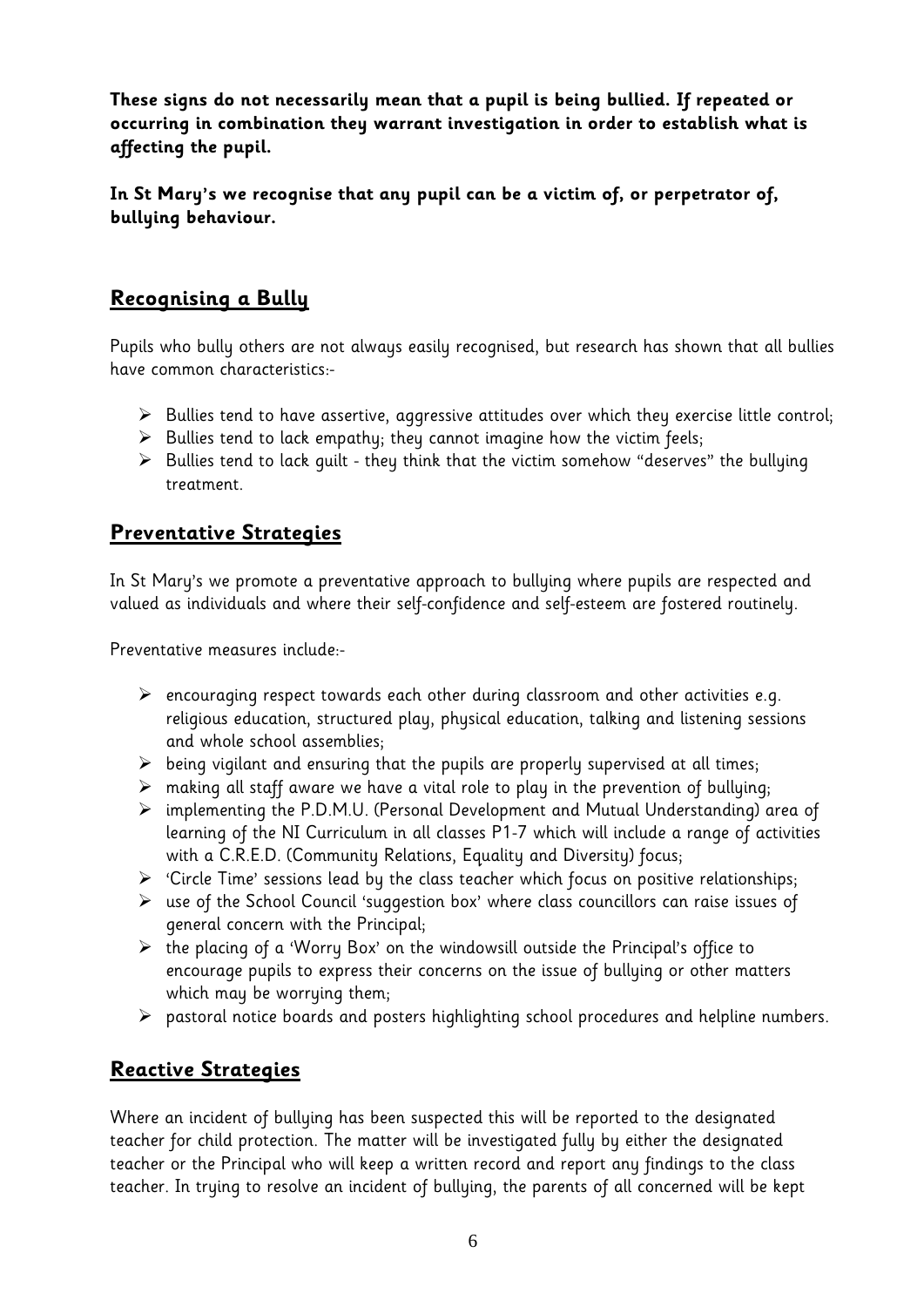**These signs do not necessarily mean that a pupil is being bullied. If repeated or occurring in combination they warrant investigation in order to establish what is affecting the pupil.**

**In St Mary's we recognise that any pupil can be a victim of, or perpetrator of, bullying behaviour.**

## Recognising a Bully

Pupils who bully others are not always easily recognised, but research has shown that all bullies have common characteristics:-

- Bullies tend to have assertive, aggressive attitudes over which they exercise little control;
- Bullies tend to lack empathy; they cannot imagine how the victim feels;
- Bullies tend to lack guilt - they think that the victim somehow "deserves" the bullying treatment.

## Preventative Strategies

In St Mary's we promote a preventative approach to bullying where pupils are respected and valued as individuals and where their self-confidence and self-esteem are fostered routinely.

Preventative measures include:-

- encouraging respect towards each other during classroom and other activities e.g. religious education, structured play, physical education, talking and listening sessions and whole school assemblies;
- being vigilant and ensuring that the pupils are properly supervised at all times;
- making all staff aware we have a vital role to play in the prevention of bullying;
- implementing the P.D.M.U. (Personal Development and Mutual Understanding) area of learning of the NI Curriculum in all classes P1-7 which will include a range of activities with a C.R.E.D. (Community Relations, Equality and Diversity) focus;
- 'Circle Time' sessions lead by the class teacher which focus on positive relationships;
- use of the School Council 'suggestion box' where class councillors can raise issues of general concern with the Principal;
- the placing of a 'Worry Box' on the windowsill outside the Principal's office to encourage pupils to express their concerns on the issue of bullying or other matters which may be worrying them;
- pastoral notice boards and posters highlighting school procedures and helpline numbers.

## Reactive Strategies

Where an incident of bullying has been suspected this will be reported to the designated teacher for child protection. The matter will be investigated fully by either the designated teacher or the Principal who will keep a written record and report any findings to the class teacher. In trying to resolve an incident of bullying, the parents of all concerned will be kept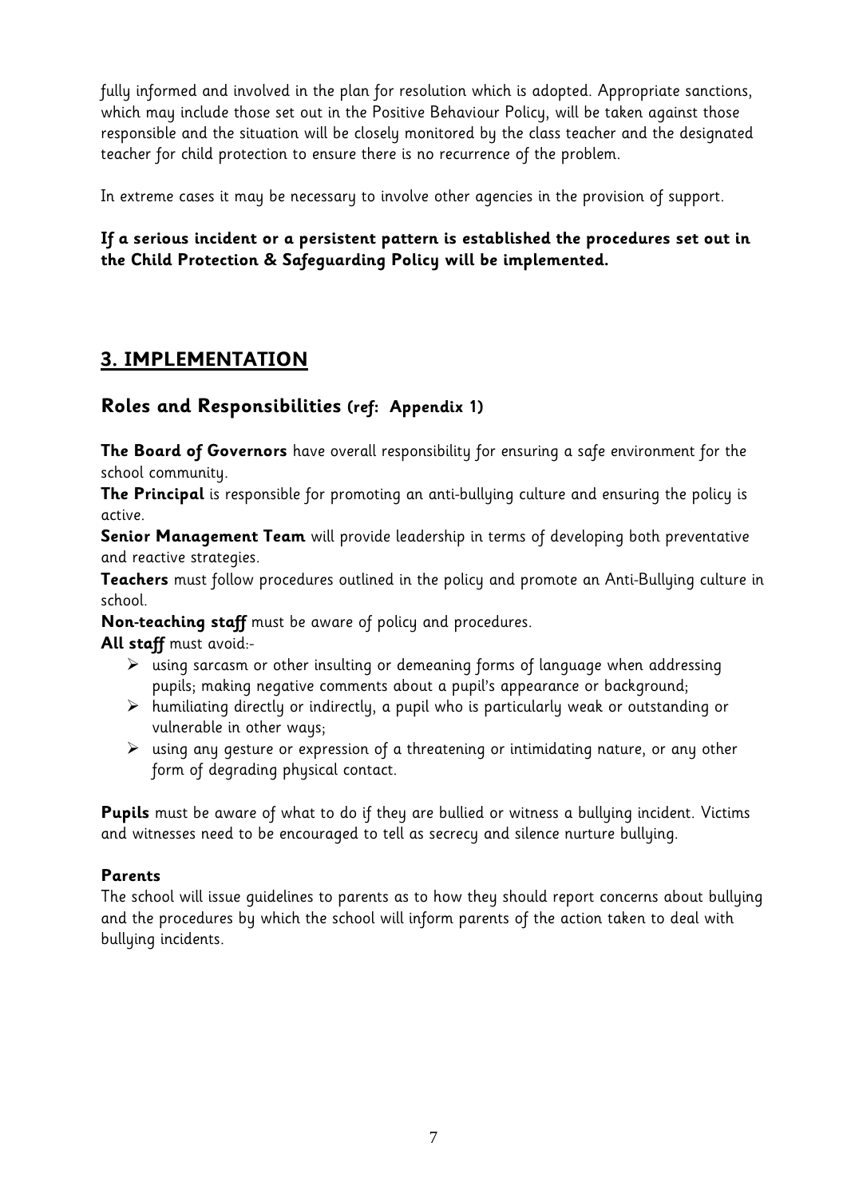fully informed and involved in the plan for resolution which is adopted. Appropriate sanctions, which may include those set out in the Positive Behaviour Policy, will be taken against those responsible and the situation will be closely monitored by the class teacher and the designated teacher for child protection to ensure there is no recurrence of the problem.

In extreme cases it may be necessary to involve other agencies in the provision of support.

**If a serious incident or a persistent pattern is established the procedures set out in the Child Protection & Safeguarding Policy will be implemented.**

## 3. IMPLEMENTATION

### Roles and Responsibilities (ref: Appendix 1)

**The Board of Governors** have overall responsibility for ensuring a safe environment for the school community.

**The Principal** is responsible for promoting an anti-bullying culture and ensuring the policy is active.

**Senior Management Team** will provide leadership in terms of developing both preventative and reactive strategies.

**Teachers** must follow procedures outlined in the policy and promote an Anti-Bullying culture in school.

**Non-teaching staff** must be aware of policy and procedures.

**All staff** must avoid:-

- using sarcasm or other insulting or demeaning forms of language when addressing pupils; making negative comments about a pupil's appearance or background;
- humiliating directly or indirectly, a pupil who is particularly weak or outstanding or vulnerable in other ways;
- using any gesture or expression of a threatening or intimidating nature, or any other form of degrading physical contact.

**Pupils** must be aware of what to do if they are bullied or witness a bullying incident. Victims and witnesses need to be encouraged to tell as secrecy and silence nurture bullying.

**Parents**

The school will issue guidelines to parents as to how they should report concerns about bullying and the procedures by which the school will inform parents of the action taken to deal with bullying incidents.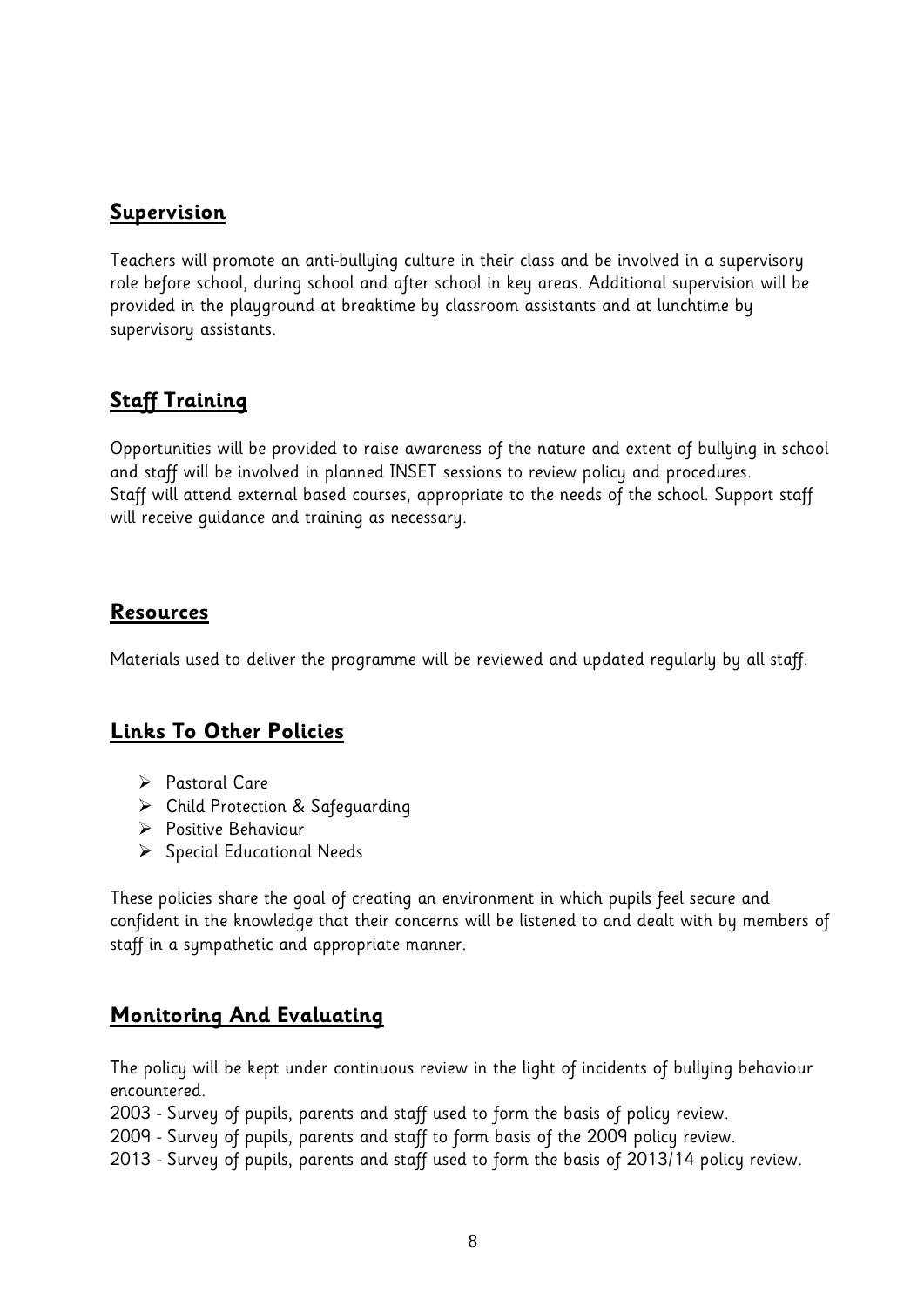## Supervision

Teachers will promote an anti-bullying culture in their class and be involved in a supervisory role before school, during school and after school in key areas. Additional supervision will be provided in the playground at breaktime by classroom assistants and at lunchtime by supervisory assistants.

## Staff Training

Opportunities will be provided to raise awareness of the nature and extent of bullying in school and staff will be involved in planned INSET sessions to review policy and procedures.
Staff will attend external based courses, appropriate to the needs of the school. Support staff will receive guidance and training as necessary.

## Resources

Materials used to deliver the programme will be reviewed and updated regularly by all staff.

## Links To Other Policies

- Pastoral Care
- Child Protection & Safeguarding
- Positive Behaviour
- Special Educational Needs

These policies share the goal of creating an environment in which pupils feel secure and confident in the knowledge that their concerns will be listened to and dealt with by members of staff in a sympathetic and appropriate manner.

## Monitoring And Evaluating

The policy will be kept under continuous review in the light of incidents of bullying behaviour encountered.
2003 - Survey of pupils, parents and staff used to form the basis of policy review.
2009 - Survey of pupils, parents and staff to form basis of the 2009 policy review.
2013 - Survey of pupils, parents and staff used to form the basis of 2013/14 policy review.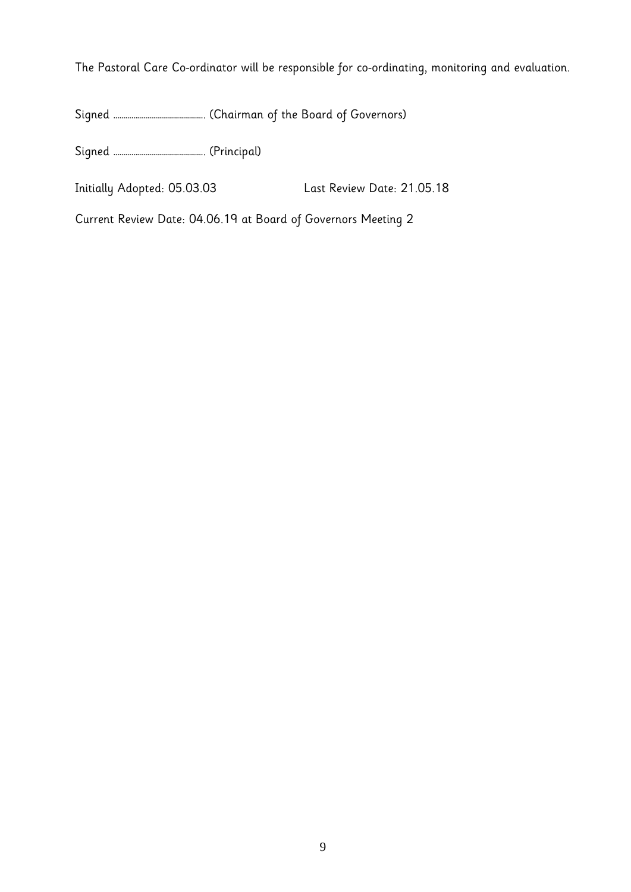The Pastoral Care Co-ordinator will be responsible for co-ordinating, monitoring and evaluation.

Signed ............................................ (Chairman of the Board of Governors)

Signed ............................................ (Principal)

Initially Adopted: 05.03.03 Last Review Date: 21.05.18

Current Review Date: 04.06.19 at Board of Governors Meeting 2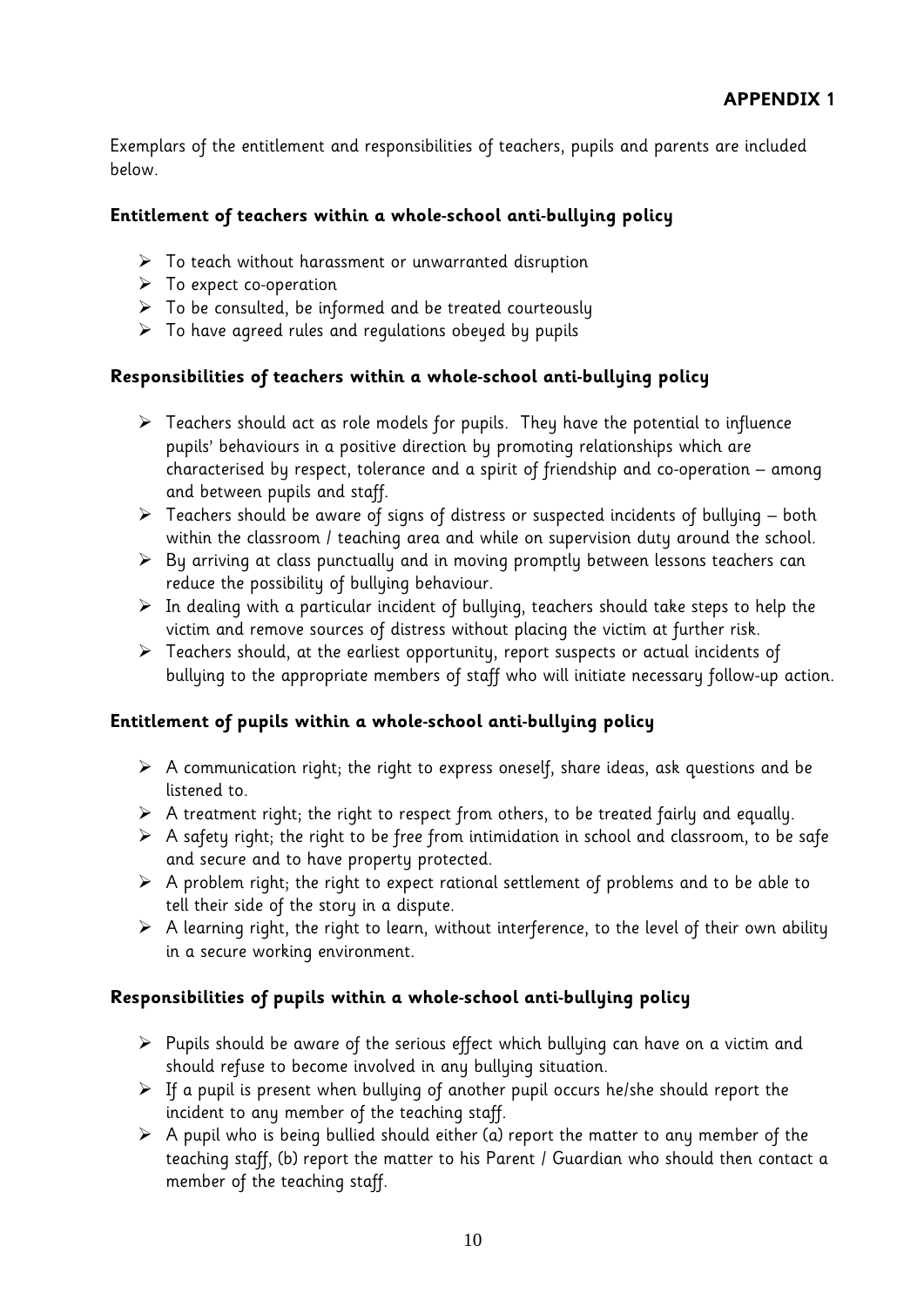**APPENDIX 1**

Exemplars of the entitlement and responsibilities of teachers, pupils and parents are included below.

### Entitlement of teachers within a whole-school anti-bullying policy

- To teach without harassment or unwarranted disruption
- To expect co-operation
- To be consulted, be informed and be treated courteously
- To have agreed rules and regulations obeyed by pupils

### Responsibilities of teachers within a whole-school anti-bullying policy

- Teachers should act as role models for pupils. They have the potential to influence pupils' behaviours in a positive direction by promoting relationships which are characterised by respect, tolerance and a spirit of friendship and co-operation – among and between pupils and staff.
- Teachers should be aware of signs of distress or suspected incidents of bullying – both within the classroom / teaching area and while on supervision duty around the school.
- By arriving at class punctually and in moving promptly between lessons teachers can reduce the possibility of bullying behaviour.
- In dealing with a particular incident of bullying, teachers should take steps to help the victim and remove sources of distress without placing the victim at further risk.
- Teachers should, at the earliest opportunity, report suspects or actual incidents of bullying to the appropriate members of staff who will initiate necessary follow-up action.

### Entitlement of pupils within a whole-school anti-bullying policy

- A communication right; the right to express oneself, share ideas, ask questions and be listened to.
- A treatment right; the right to respect from others, to be treated fairly and equally.
- A safety right; the right to be free from intimidation in school and classroom, to be safe and secure and to have property protected.
- A problem right; the right to expect rational settlement of problems and to be able to tell their side of the story in a dispute.
- A learning right, the right to learn, without interference, to the level of their own ability in a secure working environment.

### Responsibilities of pupils within a whole-school anti-bullying policy

- Pupils should be aware of the serious effect which bullying can have on a victim and should refuse to become involved in any bullying situation.
- If a pupil is present when bullying of another pupil occurs he/she should report the incident to any member of the teaching staff.
- A pupil who is being bullied should either (a) report the matter to any member of the teaching staff, (b) report the matter to his Parent / Guardian who should then contact a member of the teaching staff.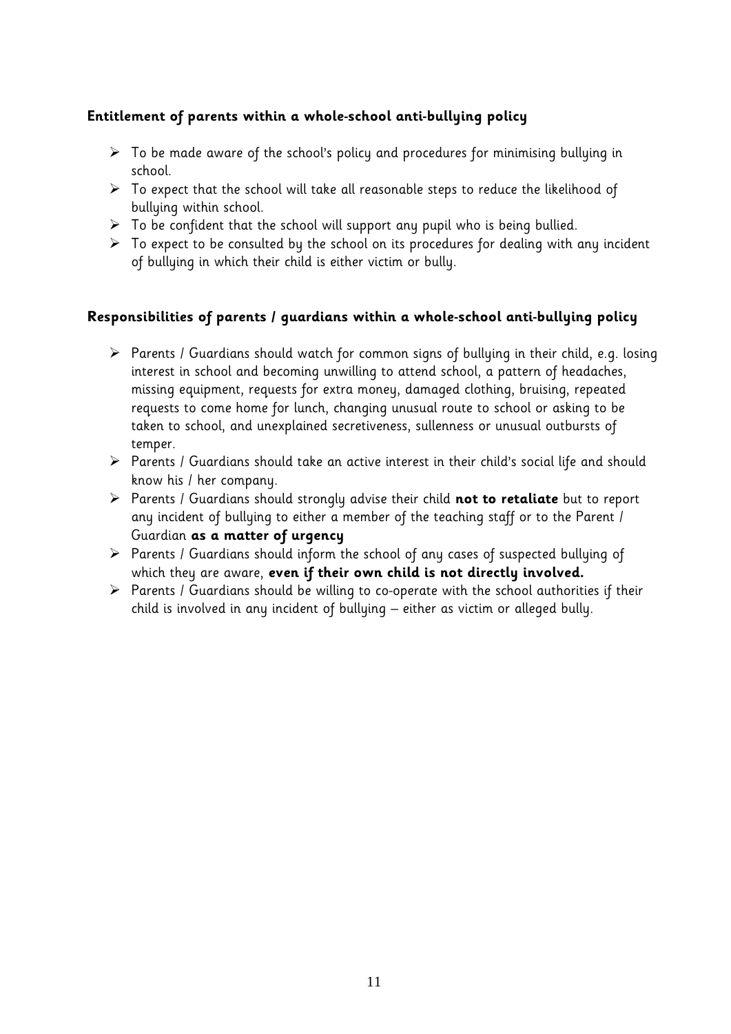### Entitlement of parents within a whole-school anti-bullying policy

- To be made aware of the school's policy and procedures for minimising bullying in school.
- To expect that the school will take all reasonable steps to reduce the likelihood of bullying within school.
- To be confident that the school will support any pupil who is being bullied.
- To expect to be consulted by the school on its procedures for dealing with any incident of bullying in which their child is either victim or bully.

### Responsibilities of parents / guardians within a whole-school anti-bullying policy

- Parents / Guardians should watch for common signs of bullying in their child, e.g. losing interest in school and becoming unwilling to attend school, a pattern of headaches, missing equipment, requests for extra money, damaged clothing, bruising, repeated requests to come home for lunch, changing unusual route to school or asking to be taken to school, and unexplained secretiveness, sullenness or unusual outbursts of temper.
- Parents / Guardians should take an active interest in their child's social life and should know his / her company.
- Parents / Guardians should strongly advise their child **not to retaliate** but to report any incident of bullying to either a member of the teaching staff or to the Parent / Guardian **as a matter of urgency**
- Parents / Guardians should inform the school of any cases of suspected bullying of which they are aware, **even if their own child is not directly involved.**
- Parents / Guardians should be willing to co-operate with the school authorities if their child is involved in any incident of bullying – either as victim or alleged bully.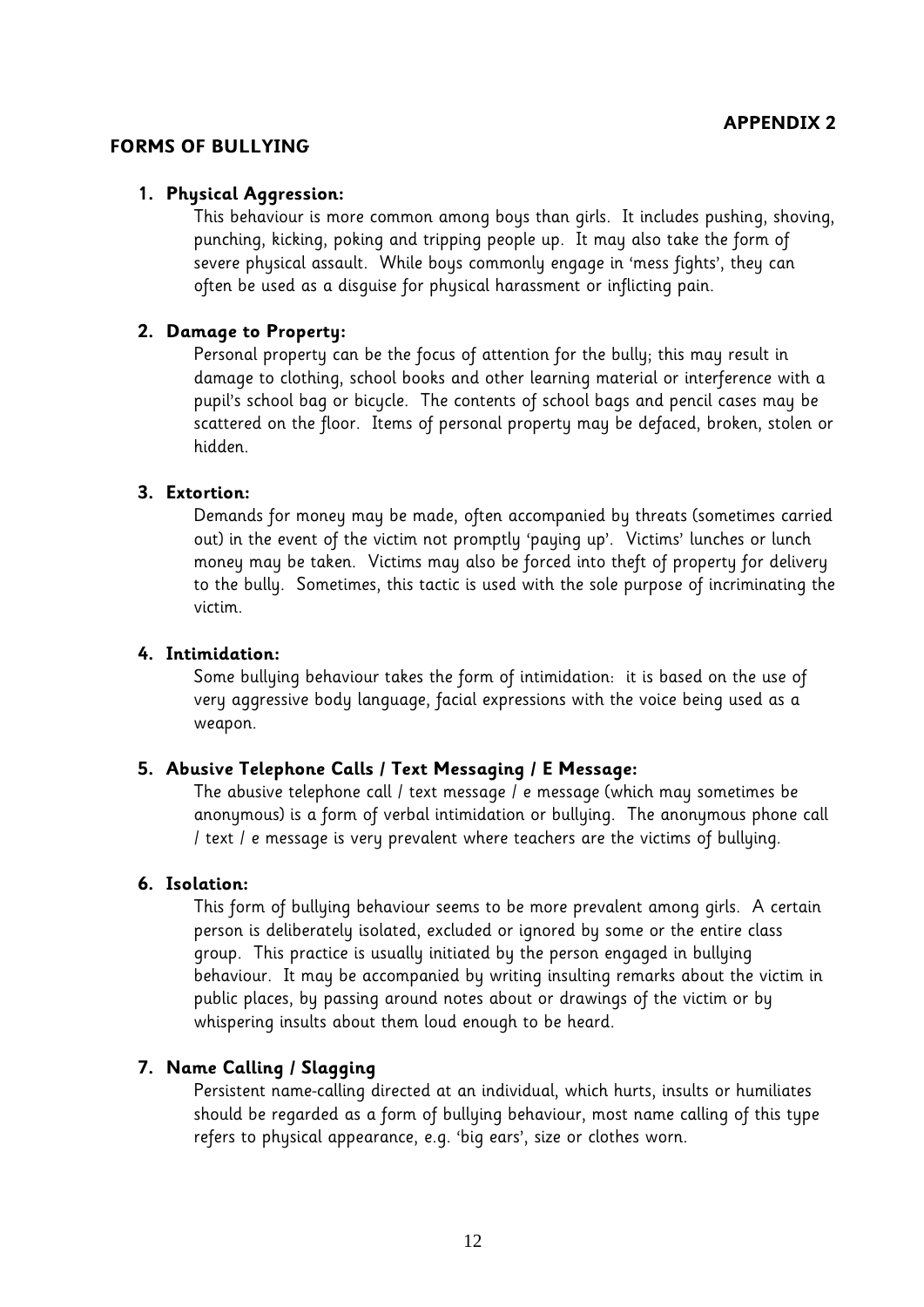**APPENDIX 2**

## FORMS OF BULLYING

1. **Physical Aggression:**
   This behaviour is more common among boys than girls. It includes pushing, shoving, punching, kicking, poking and tripping people up. It may also take the form of severe physical assault. While boys commonly engage in 'mess fights', they can often be used as a disguise for physical harassment or inflicting pain.

2. **Damage to Property:**
   Personal property can be the focus of attention for the bully; this may result in damage to clothing, school books and other learning material or interference with a pupil's school bag or bicycle. The contents of school bags and pencil cases may be scattered on the floor. Items of personal property may be defaced, broken, stolen or hidden.

3. **Extortion:**
   Demands for money may be made, often accompanied by threats (sometimes carried out) in the event of the victim not promptly 'paying up'. Victims' lunches or lunch money may be taken. Victims may also be forced into theft of property for delivery to the bully. Sometimes, this tactic is used with the sole purpose of incriminating the victim.

4. **Intimidation:**
   Some bullying behaviour takes the form of intimidation: it is based on the use of very aggressive body language, facial expressions with the voice being used as a weapon.

5. **Abusive Telephone Calls / Text Messaging / E Message:**
   The abusive telephone call / text message / e message (which may sometimes be anonymous) is a form of verbal intimidation or bullying. The anonymous phone call / text / e message is very prevalent where teachers are the victims of bullying.

6. **Isolation:**
   This form of bullying behaviour seems to be more prevalent among girls. A certain person is deliberately isolated, excluded or ignored by some or the entire class group. This practice is usually initiated by the person engaged in bullying behaviour. It may be accompanied by writing insulting remarks about the victim in public places, by passing around notes about or drawings of the victim or by whispering insults about them loud enough to be heard.

7. **Name Calling / Slagging**
   Persistent name-calling directed at an individual, which hurts, insults or humiliates should be regarded as a form of bullying behaviour, most name calling of this type refers to physical appearance, e.g. 'big ears', size or clothes worn.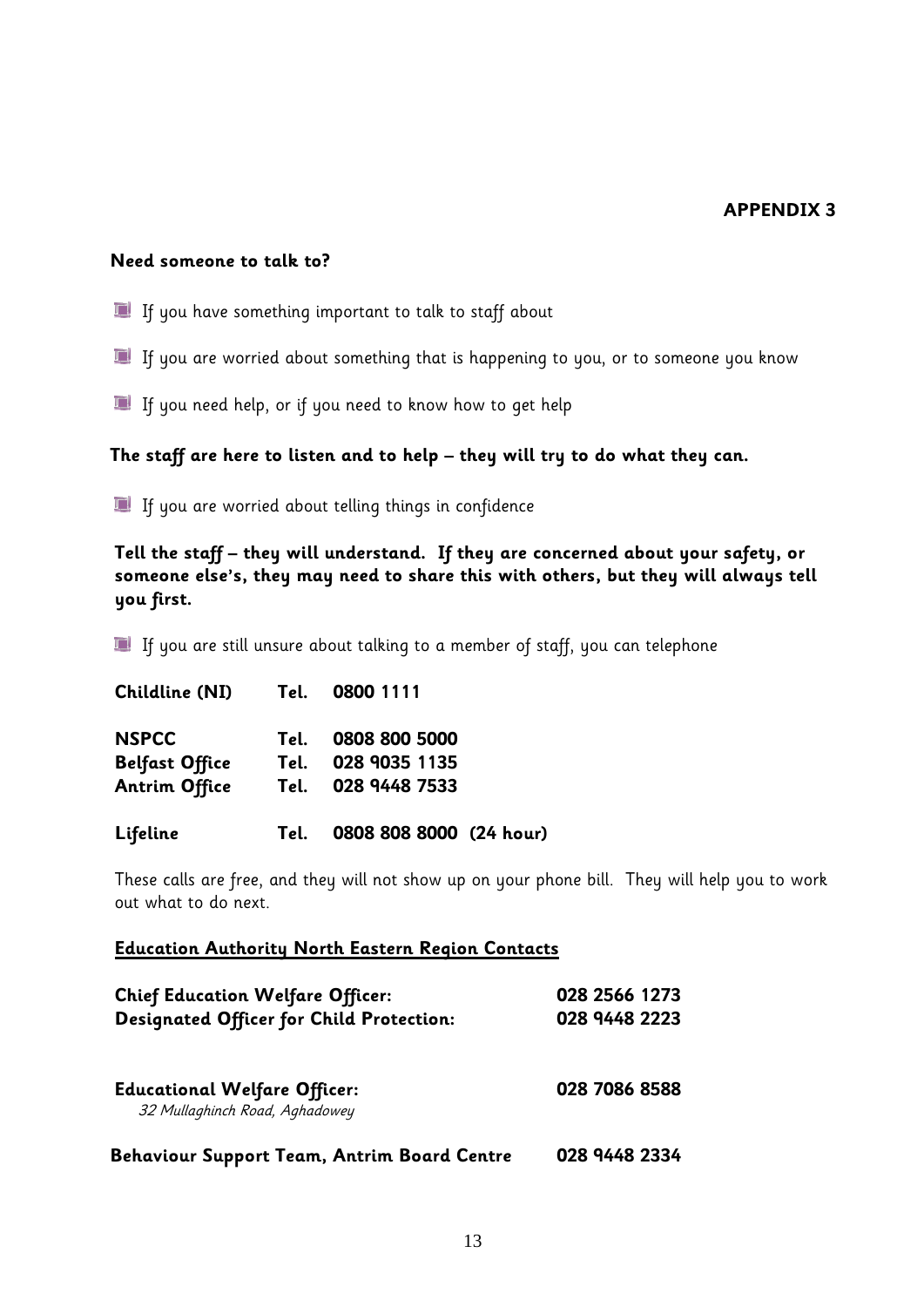**APPENDIX 3**

**Need someone to talk to?**

- If you have something important to talk to staff about
- If you are worried about something that is happening to you, or to someone you know
- If you need help, or if you need to know how to get help

**The staff are here to listen and to help – they will try to do what they can.**

- If you are worried about telling things in confidence

**Tell the staff – they will understand. If they are concerned about your safety, or someone else's, they may need to share this with others, but they will always tell you first.**

- If you are still unsure about talking to a member of staff, you can telephone

| | | |
|---|---|---|
| **Childline (NI)** | **Tel.** | **0800 1111** |
| **NSPCC** | **Tel.** | **0808 800 5000** |
| **Belfast Office** | **Tel.** | **028 9035 1135** |
| **Antrim Office** | **Tel.** | **028 9448 7533** |
| **Lifeline** | **Tel.** | **0808 808 8000 (24 hour)** |

These calls are free, and they will not show up on your phone bill. They will help you to work out what to do next.

**Education Authority North Eastern Region Contacts**

| | |
|---|---|
| **Chief Education Welfare Officer:** | **028 2566 1273** |
| **Designated Officer for Child Protection:** | **028 9448 2223** |
| **Educational Welfare Officer:** *32 Mullaghinch Road, Aghadowey* | **028 7086 8588** |
| **Behaviour Support Team, Antrim Board Centre** | **028 9448 2334** |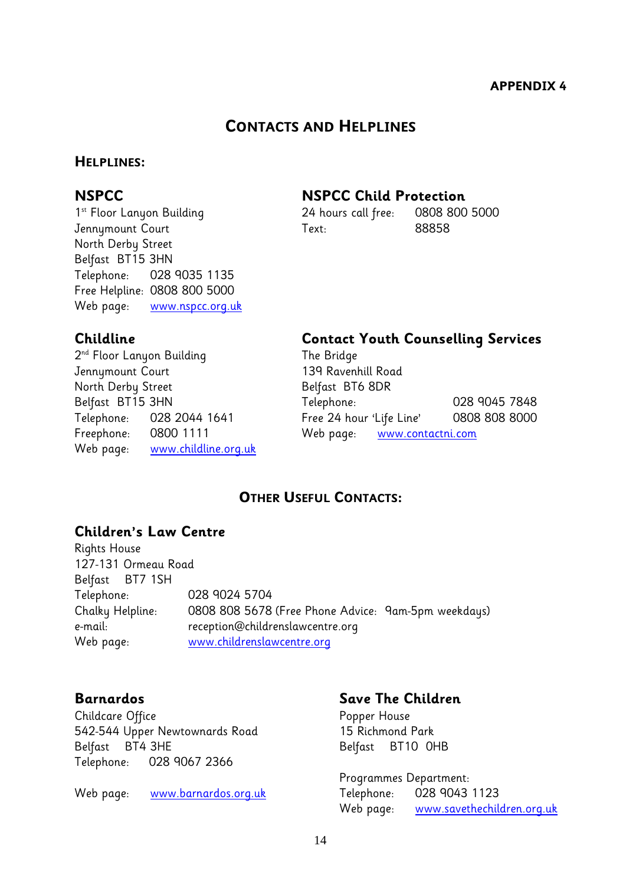**APPENDIX 4**

# CONTACTS AND HELPLINES

## HELPLINES:

### NSPCC

1st Floor Lanyon Building
Jennymount Court
North Derby Street
Belfast BT15 3HN
Telephone: 028 9035 1135
Free Helpline: 0808 800 5000
Web page: www.nspcc.org.uk

### NSPCC Child Protection

24 hours call free: 0808 800 5000
Text: 88858

### Childline

2nd Floor Lanyon Building
Jennymount Court
North Derby Street
Belfast BT15 3HN
Telephone: 028 2044 1641
Freephone: 0800 1111
Web page: www.childline.org.uk

### Contact Youth Counselling Services

The Bridge
139 Ravenhill Road
Belfast BT6 8DR
Telephone: 028 9045 7848
Free 24 hour 'Life Line' 0808 808 8000
Web page: www.contactni.com

## OTHER USEFUL CONTACTS:

### Children's Law Centre

Rights House
127-131 Ormeau Road
Belfast BT7 1SH
Telephone: 028 9024 5704
Chalky Helpline: 0808 808 5678 (Free Phone Advice: 9am-5pm weekdays)
e-mail: reception@childrenslawcentre.org
Web page: www.childrenslawcentre.org

### Barnardos

Childcare Office
542-544 Upper Newtownards Road
Belfast BT4 3HE
Telephone: 028 9067 2366

Web page: www.barnardos.org.uk

### Save The Children

Popper House
15 Richmond Park
Belfast BT10 0HB

Programmes Department:
Telephone: 028 9043 1123
Web page: www.savethechildren.org.uk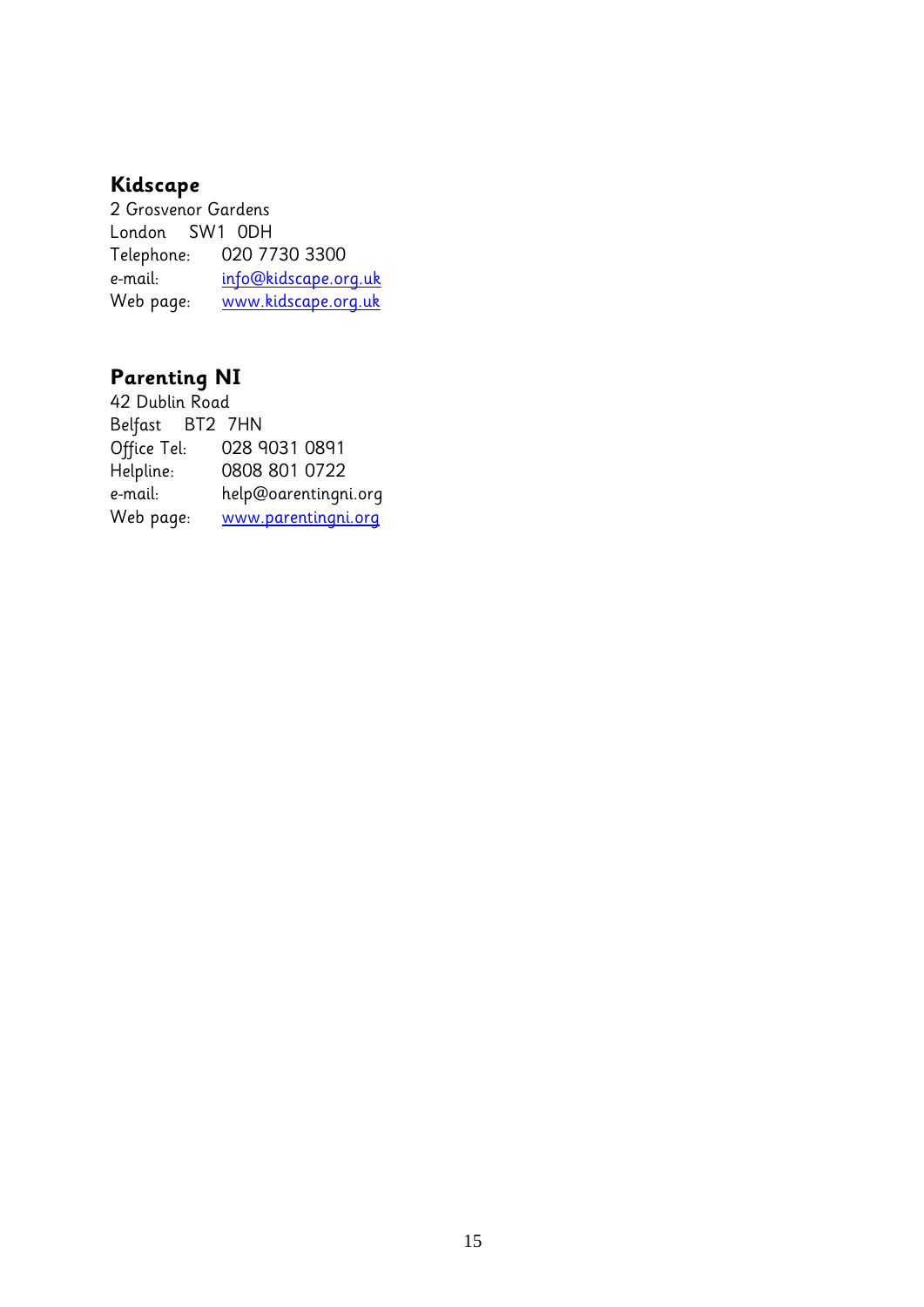### Kidscape

2 Grosvenor Gardens
London SW1 0DH
Telephone: 020 7730 3300
e-mail: info@kidscape.org.uk
Web page: www.kidscape.org.uk

### Parenting NI

42 Dublin Road
Belfast BT2 7HN
Office Tel: 028 9031 0891
Helpline: 0808 801 0722
e-mail: help@oarentingni.org
Web page: www.parentingni.org